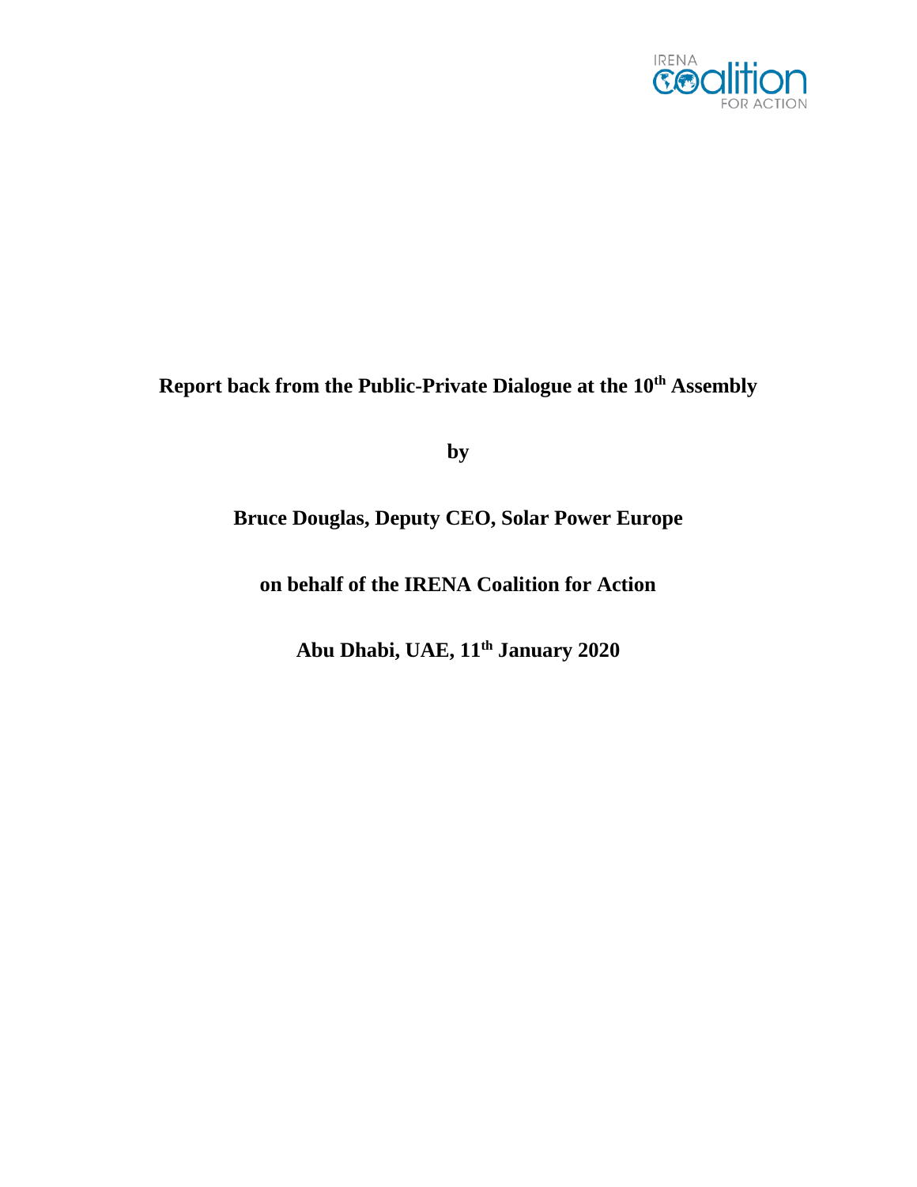IRENA Coalition for Action

# Report back from the Public-Private Dialogue at the 10th Assembly

**by**

**Bruce Douglas, Deputy CEO, Solar Power Europe**

**on behalf of the IRENA Coalition for Action**

**Abu Dhabi, UAE, 11th January 2020**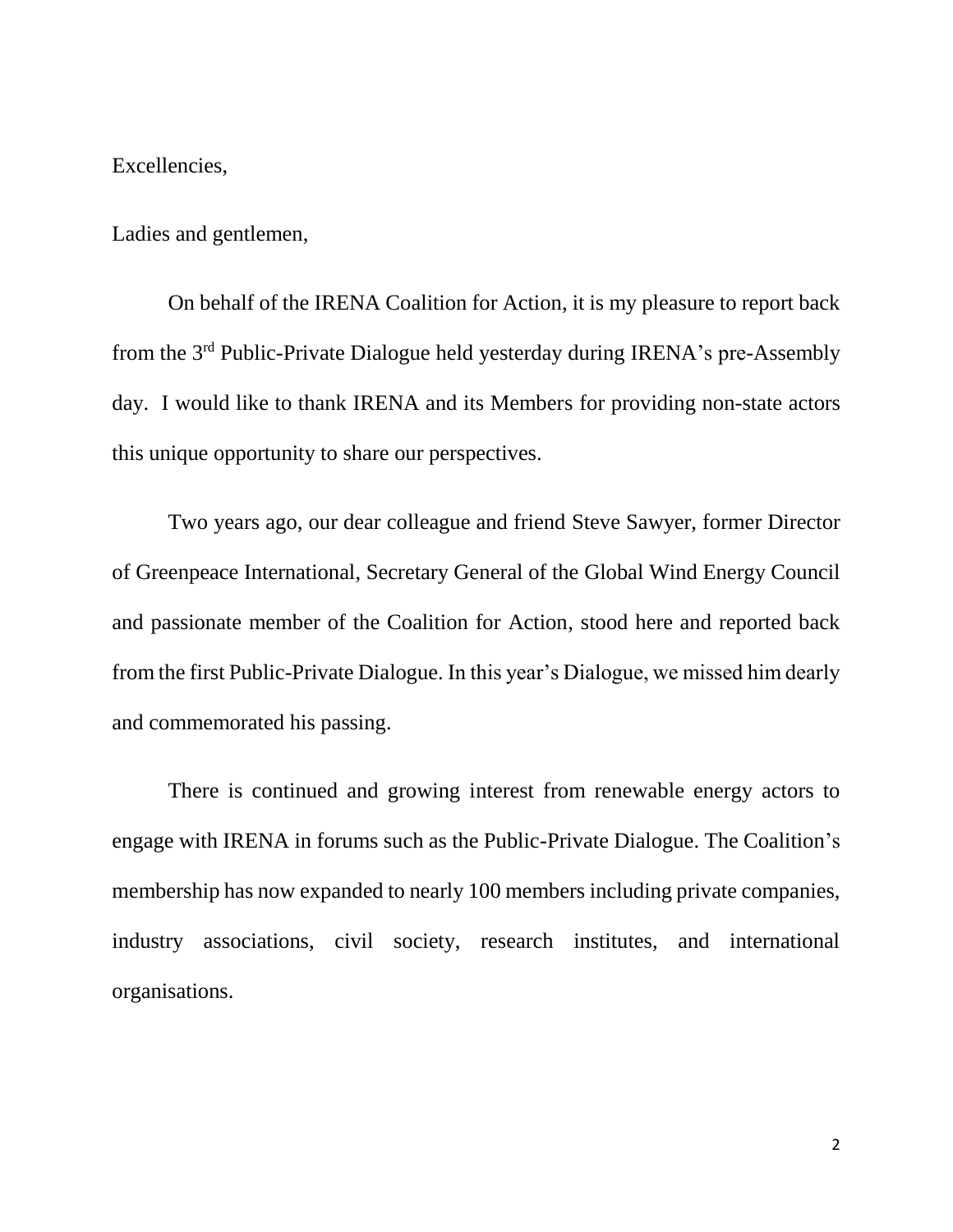Excellencies,

Ladies and gentlemen,

On behalf of the IRENA Coalition for Action, it is my pleasure to report back from the 3rd Public-Private Dialogue held yesterday during IRENA's pre-Assembly day. I would like to thank IRENA and its Members for providing non-state actors this unique opportunity to share our perspectives.

Two years ago, our dear colleague and friend Steve Sawyer, former Director of Greenpeace International, Secretary General of the Global Wind Energy Council and passionate member of the Coalition for Action, stood here and reported back from the first Public-Private Dialogue. In this year's Dialogue, we missed him dearly and commemorated his passing.

There is continued and growing interest from renewable energy actors to engage with IRENA in forums such as the Public-Private Dialogue. The Coalition's membership has now expanded to nearly 100 members including private companies, industry associations, civil society, research institutes, and international organisations.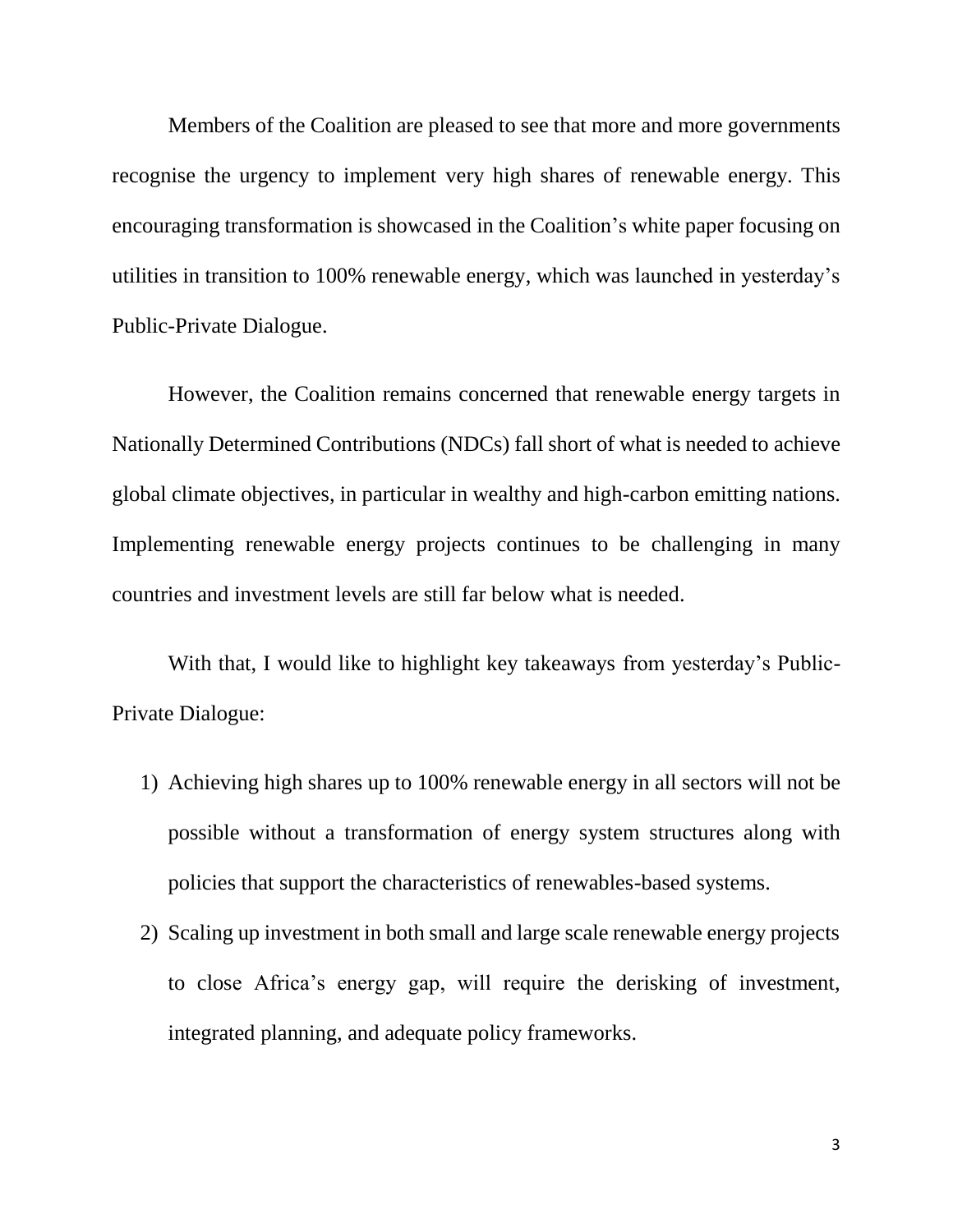Members of the Coalition are pleased to see that more and more governments recognise the urgency to implement very high shares of renewable energy. This encouraging transformation is showcased in the Coalition's white paper focusing on utilities in transition to 100% renewable energy, which was launched in yesterday's Public-Private Dialogue.

However, the Coalition remains concerned that renewable energy targets in Nationally Determined Contributions (NDCs) fall short of what is needed to achieve global climate objectives, in particular in wealthy and high-carbon emitting nations. Implementing renewable energy projects continues to be challenging in many countries and investment levels are still far below what is needed.

With that, I would like to highlight key takeaways from yesterday's Public-Private Dialogue:

1) Achieving high shares up to 100% renewable energy in all sectors will not be possible without a transformation of energy system structures along with policies that support the characteristics of renewables-based systems.
2) Scaling up investment in both small and large scale renewable energy projects to close Africa's energy gap, will require the derisking of investment, integrated planning, and adequate policy frameworks.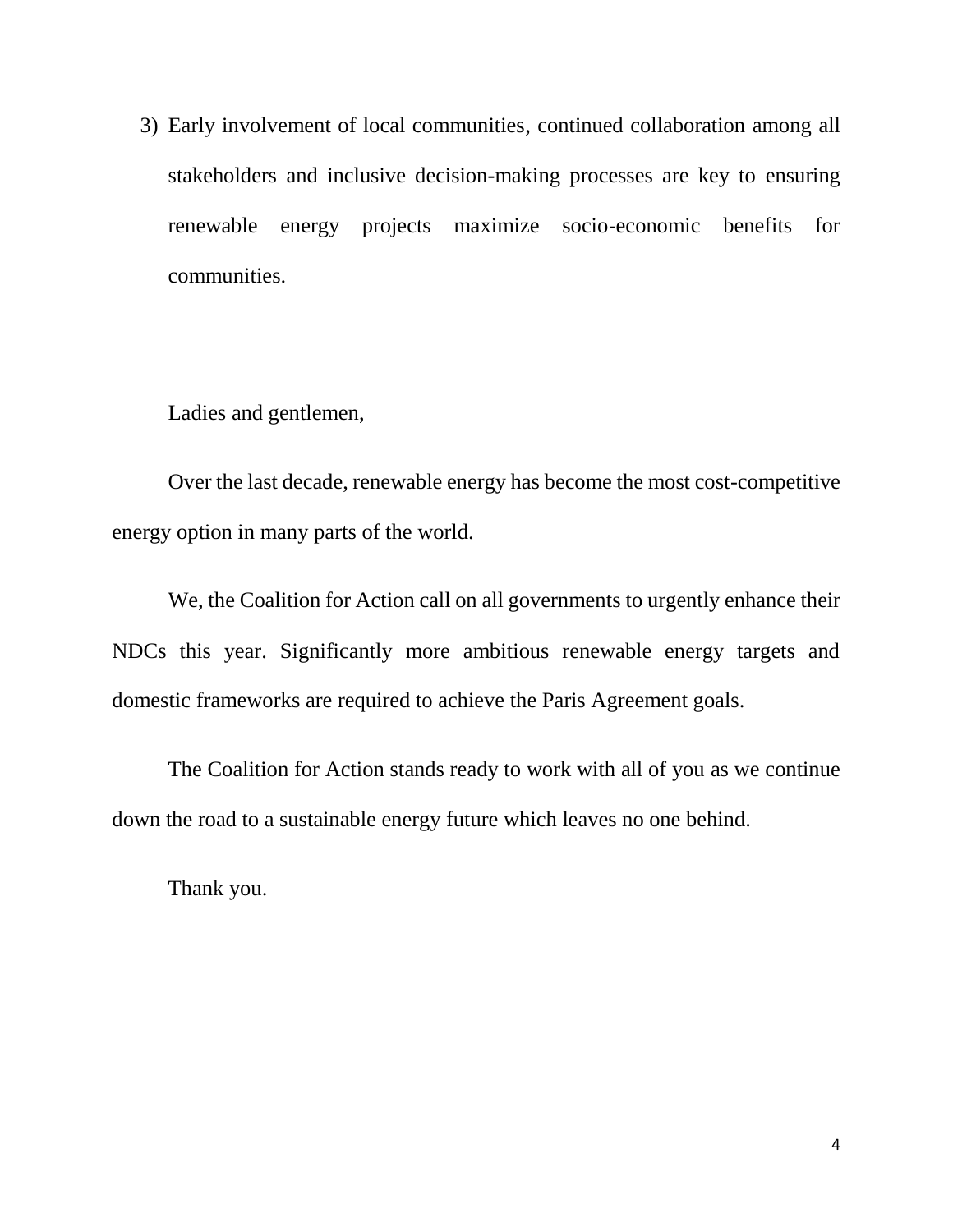3) Early involvement of local communities, continued collaboration among all stakeholders and inclusive decision-making processes are key to ensuring renewable energy projects maximize socio-economic benefits for communities.

Ladies and gentlemen,

Over the last decade, renewable energy has become the most cost-competitive energy option in many parts of the world.

We, the Coalition for Action call on all governments to urgently enhance their NDCs this year. Significantly more ambitious renewable energy targets and domestic frameworks are required to achieve the Paris Agreement goals.

The Coalition for Action stands ready to work with all of you as we continue down the road to a sustainable energy future which leaves no one behind.

Thank you.